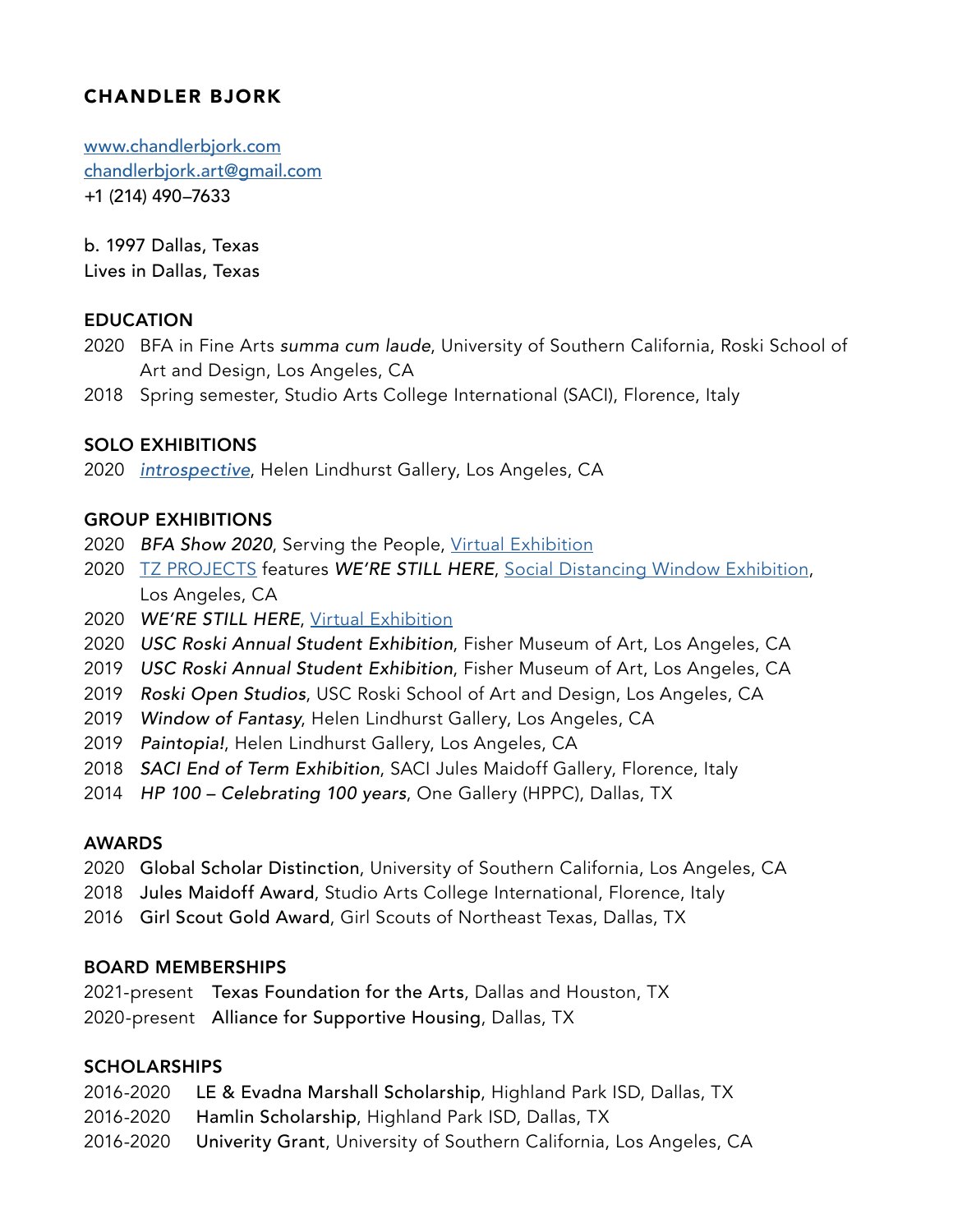# CHANDLER BJORK

www.chandlerbjork.com
chandlerbjork.art@gmail.com
+1 (214) 490–7633

b. 1997 Dallas, Texas
Lives in Dallas, Texas

## EDUCATION

2020 BFA in Fine Arts *summa cum laude*, University of Southern California, Roski School of Art and Design, Los Angeles, CA
2018 Spring semester, Studio Arts College International (SACI), Florence, Italy

## SOLO EXHIBITIONS

2020 *introspective*, Helen Lindhurst Gallery, Los Angeles, CA

## GROUP EXHIBITIONS

2020 *BFA Show 2020*, Serving the People, Virtual Exhibition
2020 TZ PROJECTS features ***WE'RE STILL HERE***, Social Distancing Window Exhibition, Los Angeles, CA
2020 *WE'RE STILL HERE*, Virtual Exhibition
2020 *USC Roski Annual Student Exhibition*, Fisher Museum of Art, Los Angeles, CA
2019 *USC Roski Annual Student Exhibition*, Fisher Museum of Art, Los Angeles, CA
2019 *Roski Open Studios*, USC Roski School of Art and Design, Los Angeles, CA
2019 *Window of Fantasy*, Helen Lindhurst Gallery, Los Angeles, CA
2019 *Paintopia!*, Helen Lindhurst Gallery, Los Angeles, CA
2018 *SACI End of Term Exhibition*, SACI Jules Maidoff Gallery, Florence, Italy
2014 *HP 100 – Celebrating 100 years*, One Gallery (HPPC), Dallas, TX

## AWARDS

2020 Global Scholar Distinction, University of Southern California, Los Angeles, CA
2018 Jules Maidoff Award, Studio Arts College International, Florence, Italy
2016 Girl Scout Gold Award, Girl Scouts of Northeast Texas, Dallas, TX

## BOARD MEMBERSHIPS

2021-present Texas Foundation for the Arts, Dallas and Houston, TX
2020-present Alliance for Supportive Housing, Dallas, TX

## SCHOLARSHIPS

2016-2020 LE & Evadna Marshall Scholarship, Highland Park ISD, Dallas, TX
2016-2020 Hamlin Scholarship, Highland Park ISD, Dallas, TX
2016-2020 Univerity Grant, University of Southern California, Los Angeles, CA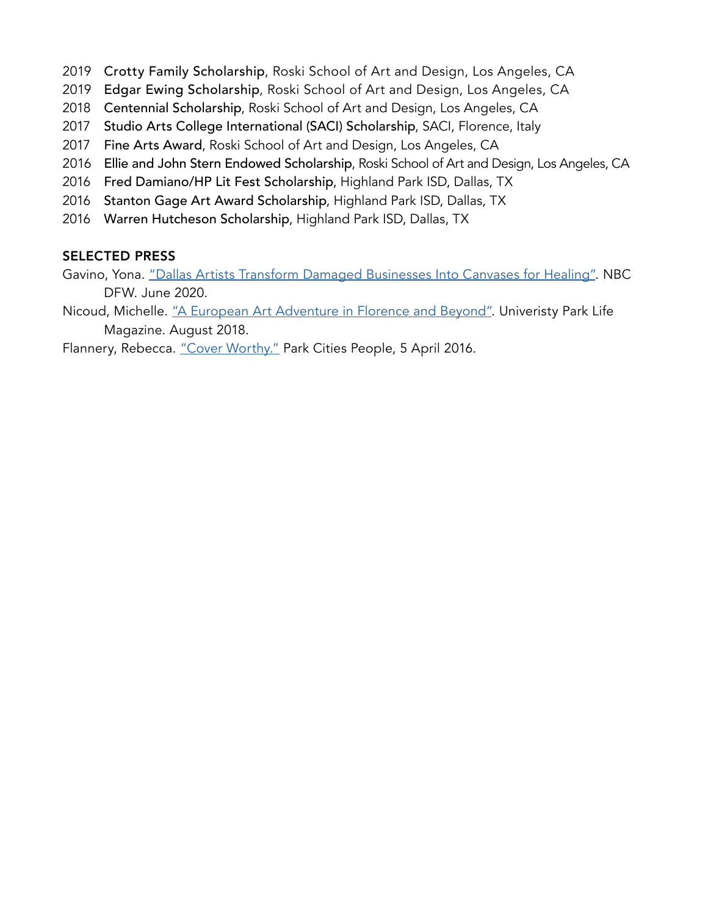2019 **Crotty Family Scholarship**, Roski School of Art and Design, Los Angeles, CA
2019 **Edgar Ewing Scholarship**, Roski School of Art and Design, Los Angeles, CA
2018 **Centennial Scholarship**, Roski School of Art and Design, Los Angeles, CA
2017 **Studio Arts College International (SACI) Scholarship**, SACI, Florence, Italy
2017 **Fine Arts Award**, Roski School of Art and Design, Los Angeles, CA
2016 **Ellie and John Stern Endowed Scholarship**, Roski School of Art and Design, Los Angeles, CA
2016 **Fred Damiano/HP Lit Fest Scholarship**, Highland Park ISD, Dallas, TX
2016 **Stanton Gage Art Award Scholarship**, Highland Park ISD, Dallas, TX
2016 **Warren Hutcheson Scholarship**, Highland Park ISD, Dallas, TX

## SELECTED PRESS

Gavino, Yona. "Dallas Artists Transform Damaged Businesses Into Canvases for Healing". NBC DFW. June 2020.

Nicoud, Michelle. "A European Art Adventure in Florence and Beyond". Univeristy Park Life Magazine. August 2018.

Flannery, Rebecca. "Cover Worthy." Park Cities People, 5 April 2016.